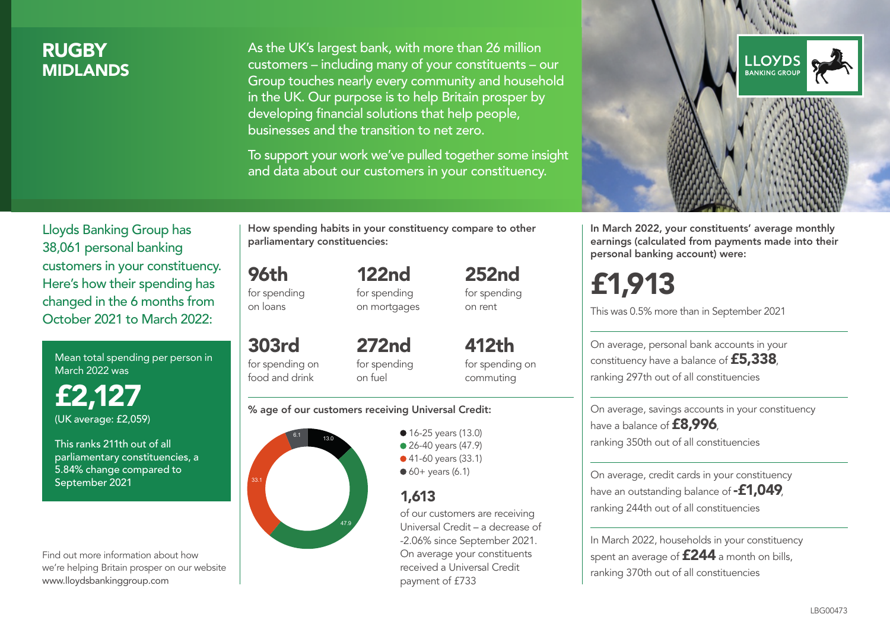# RUGBY
## MIDLANDS

As the UK's largest bank, with more than 26 million customers – including many of your constituents – our Group touches nearly every community and household in the UK. Our purpose is to help Britain prosper by developing financial solutions that help people, businesses and the transition to net zero.

To support your work we've pulled together some insight and data about our customers in your constituency.

LLOYDS BANKING GROUP

Lloyds Banking Group has 38,061 personal banking customers in your constituency. Here's how their spending has changed in the 6 months from October 2021 to March 2022:

Mean total spending per person in March 2022 was

**£2,127**
(UK average: £2,059)

This ranks 211th out of all parliamentary constituencies, a 5.84% change compared to September 2021

Find out more information about how we're helping Britain prosper on our website www.lloydsbankinggroup.com

**How spending habits in your constituency compare to other parliamentary constituencies:**

**96th** for spending on loans

**122nd** for spending on mortgages

**252nd** for spending on rent

**303rd** for spending on food and drink

**272nd** for spending on fuel

**412th** for spending on commuting

**% age of our customers receiving Universal Credit:**

- 16-25 years (13.0)
- 26-40 years (47.9)
- 41-60 years (33.1)
- 60+ years (6.1)

**1,613**
of our customers are receiving Universal Credit – a decrease of -2.06% since September 2021. On average your constituents received a Universal Credit payment of £733

**In March 2022, your constituents' average monthly earnings (calculated from payments made into their personal banking account) were:**

**£1,913**

This was 0.5% more than in September 2021

On average, personal bank accounts in your constituency have a balance of **£5,338**, ranking 297th out of all constituencies

On average, savings accounts in your constituency have a balance of **£8,996**, ranking 350th out of all constituencies

On average, credit cards in your constituency have an outstanding balance of **-£1,049**, ranking 244th out of all constituencies

In March 2022, households in your constituency spent an average of **£244** a month on bills, ranking 370th out of all constituencies

LBG00473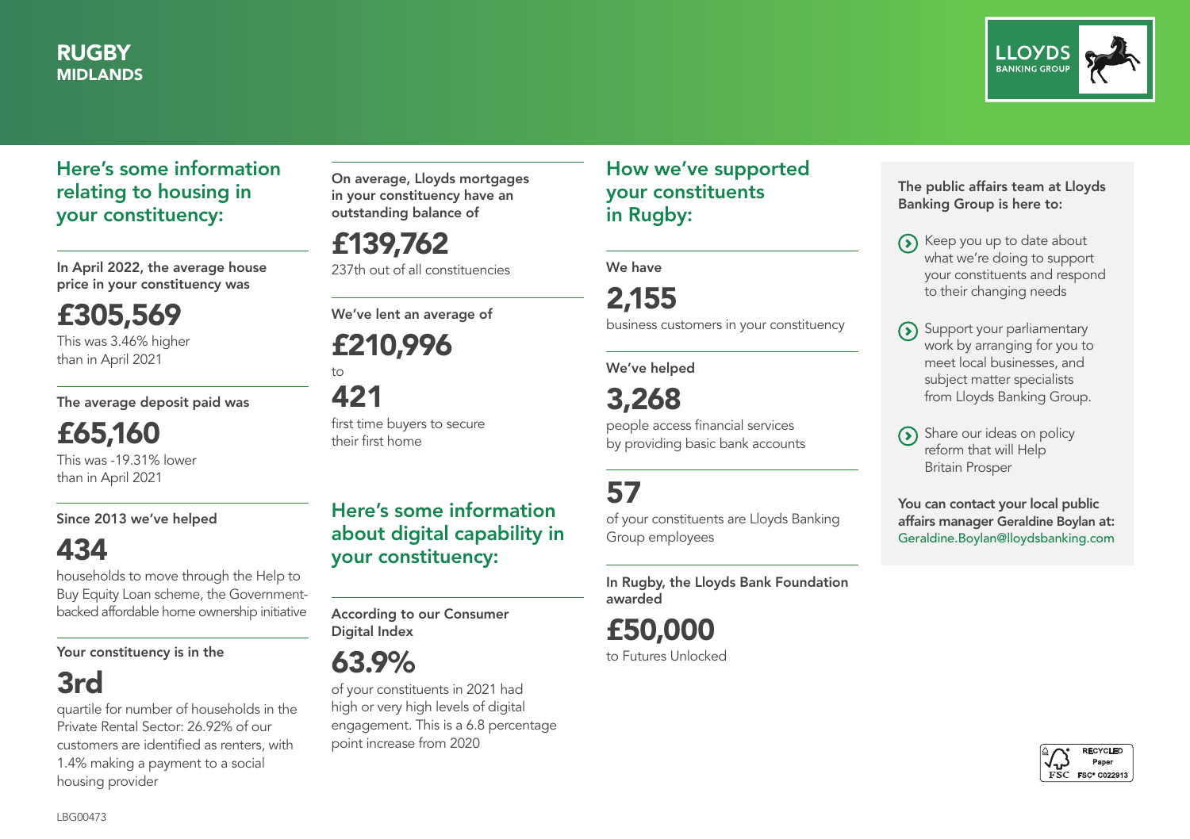# RUGBY
## MIDLANDS

## Here's some information relating to housing in your constituency:

In April 2022, the average house price in your constituency was

**£305,569**

This was 3.46% higher than in April 2021

The average deposit paid was

**£65,160**

This was -19.31% lower than in April 2021

Since 2013 we've helped

**434**

households to move through the Help to Buy Equity Loan scheme, the Government-backed affordable home ownership initiative

Your constituency is in the

**3rd**

quartile for number of households in the Private Rental Sector: 26.92% of our customers are identified as renters, with 1.4% making a payment to a social housing provider

On average, Lloyds mortgages in your constituency have an outstanding balance of

**£139,762**

237th out of all constituencies

We've lent an average of

**£210,996**

to

**421**

first time buyers to secure their first home

## Here's some information about digital capability in your constituency:

According to our Consumer Digital Index

**63.9%**

of your constituents in 2021 had high or very high levels of digital engagement. This is a 6.8 percentage point increase from 2020

## How we've supported your constituents in Rugby:

We have

**2,155**

business customers in your constituency

We've helped

**3,268**

people access financial services by providing basic bank accounts

**57**

of your constituents are Lloyds Banking Group employees

In Rugby, the Lloyds Bank Foundation awarded

**£50,000**

to Futures Unlocked

The public affairs team at Lloyds Banking Group is here to:

- Keep you up to date about what we're doing to support your constituents and respond to their changing needs
- Support your parliamentary work by arranging for you to meet local businesses, and subject matter specialists from Lloyds Banking Group.
- Share our ideas on policy reform that will Help Britain Prosper

You can contact your local public affairs manager Geraldine Boylan at:
Geraldine.Boylan@lloydsbanking.com

LBG00473